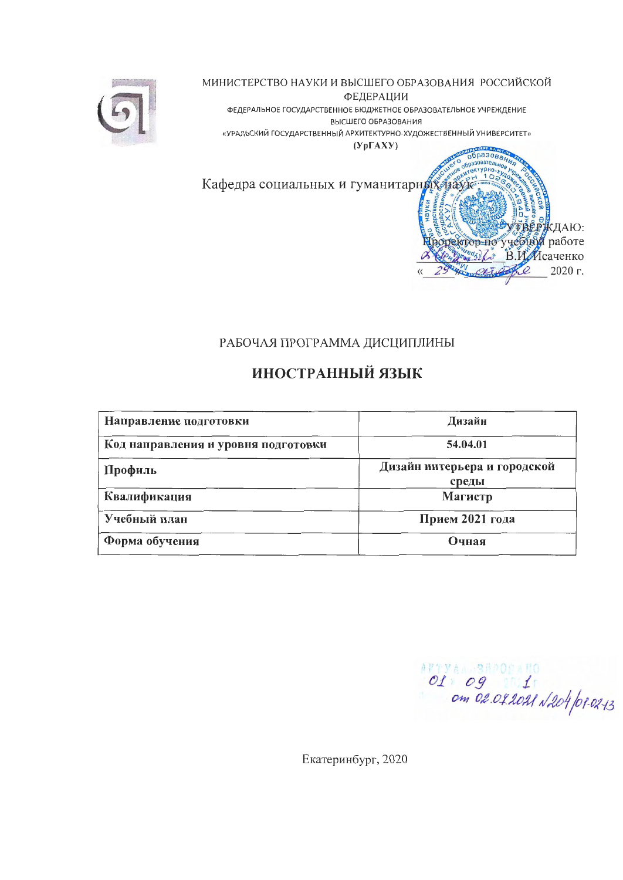МИНИСТЕРСТВО НАУКИ И ВЫСШЕГО ОБРАЗОВАНИЯ РОССИЙСКОЙ ФЕДЕРАЦИИ

ФЕДЕРАЛЬНОЕ ГОСУДАРСТВЕННОЕ БЮДЖЕТНОЕ ОБРАЗОВАТЕЛЬНОЕ УЧРЕЖДЕНИЕ ВЫСШЕГО ОБРАЗОВАНИЯ

«УРАЛЬСКИЙ ГОСУДАРСТВЕННЫЙ АРХИТЕКТУРНО-ХУДОЖЕСТВЕННЫЙ УНИВЕРСИТЕТ»

**(УрГАХУ)**

Кафедра социальных и гуманитарных наук

УТВЕРЖДАЮ:
Проректор по учебной работе
__________ В.И. Исаченко
« 29 » октября 2020 г.

РАБОЧАЯ ПРОГРАММА ДИСЦИПЛИНЫ

# ИНОСТРАННЫЙ ЯЗЫК

| **Направление подготовки** | **Дизайн** |
|---|---|
| **Код направления и уровня подготовки** | **54.04.01** |
| **Профиль** | **Дизайн интерьера и городской среды** |
| **Квалификация** | **Магистр** |
| **Учебный план** | **Прием 2021 года** |
| **Форма обучения** | **Очная** |

АКТУАЛИЗИРОВАНО
01 09 2021 г.
от 02.07.2021 №204/01-02-13

Екатеринбург, 2020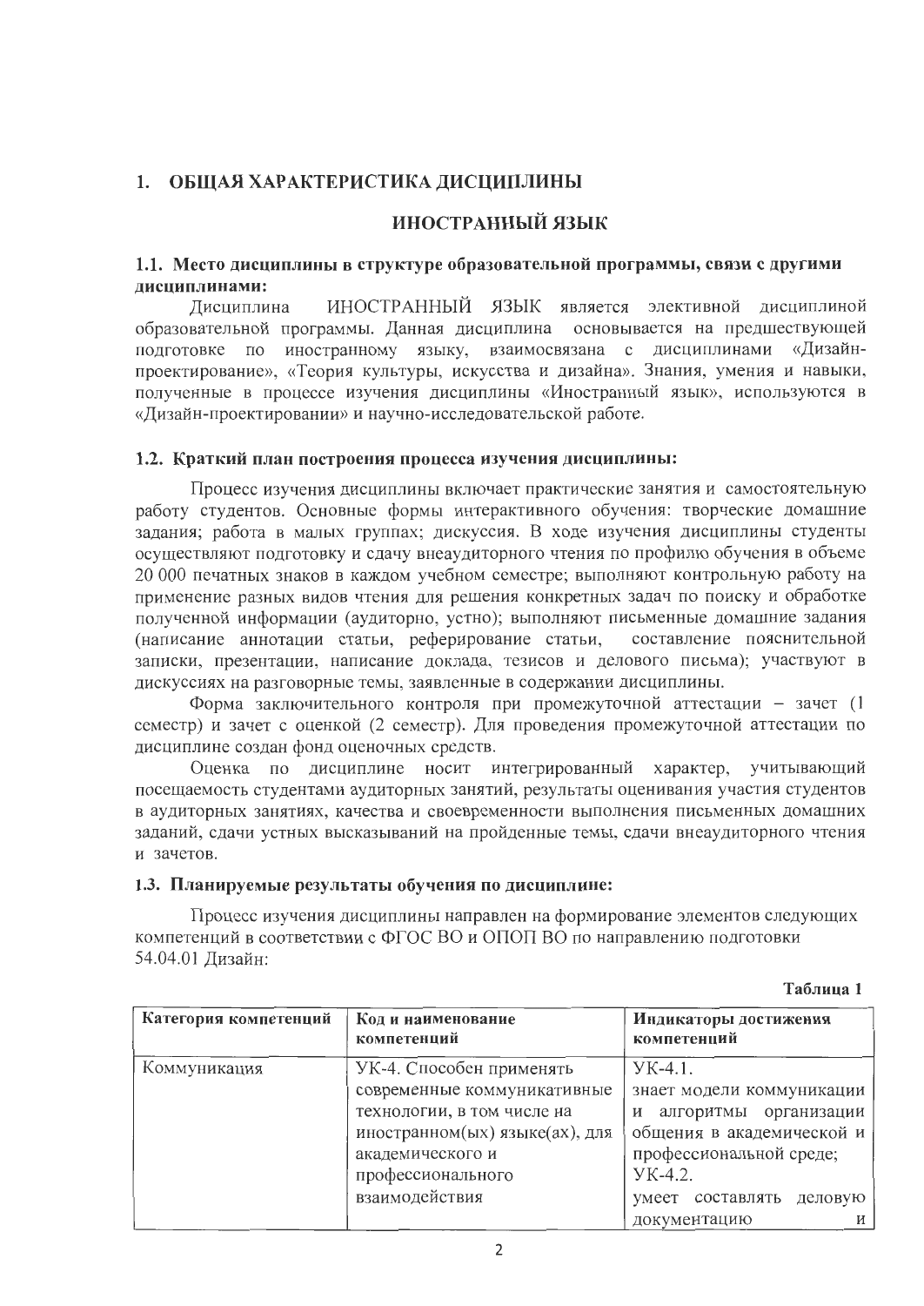# 1. ОБЩАЯ ХАРАКТЕРИСТИКА ДИСЦИПЛИНЫ

## ИНОСТРАННЫЙ ЯЗЫК

### 1.1. Место дисциплины в структуре образовательной программы, связи с другими дисциплинами:

Дисциплина ИНОСТРАННЫЙ ЯЗЫК является элективной дисциплиной образовательной программы. Данная дисциплина основывается на предшествующей подготовке по иностранному языку, взаимосвязана с дисциплинами «Дизайн-проектирование», «Теория культуры, искусства и дизайна». Знания, умения и навыки, полученные в процессе изучения дисциплины «Иностранный язык», используются в «Дизайн-проектировании» и научно-исследовательской работе.

### 1.2. Краткий план построения процесса изучения дисциплины:

Процесс изучения дисциплины включает практические занятия и самостоятельную работу студентов. Основные формы интерактивного обучения: творческие домашние задания; работа в малых группах; дискуссия. В ходе изучения дисциплины студенты осуществляют подготовку и сдачу внеаудиторного чтения по профилю обучения в объеме 20 000 печатных знаков в каждом учебном семестре; выполняют контрольную работу на применение разных видов чтения для решения конкретных задач по поиску и обработке полученной информации (аудиторно, устно); выполняют письменные домашние задания (написание аннотации статьи, реферирование статьи, составление пояснительной записки, презентации, написание доклада, тезисов и делового письма); участвуют в дискуссиях на разговорные темы, заявленные в содержании дисциплины.

Форма заключительного контроля при промежуточной аттестации – зачет (1 семестр) и зачет с оценкой (2 семестр). Для проведения промежуточной аттестации по дисциплине создан фонд оценочных средств.

Оценка по дисциплине носит интегрированный характер, учитывающий посещаемость студентами аудиторных занятий, результаты оценивания участия студентов в аудиторных занятиях, качества и своевременности выполнения письменных домашних заданий, сдачи устных высказываний на пройденные темы, сдачи внеаудиторного чтения и зачетов.

### 1.3. Планируемые результаты обучения по дисциплине:

Процесс изучения дисциплины направлен на формирование элементов следующих компетенций в соответствии с ФГОС ВО и ОПОП ВО по направлению подготовки 54.04.01 Дизайн:

**Таблица 1**

| Категория компетенций | Код и наименование компетенций | Индикаторы достижения компетенций |
|---|---|---|
| Коммуникация | УК-4. Способен применять современные коммуникативные технологии, в том числе на иностранном(ых) языке(ах), для академического и профессионального взаимодействия | УК-4.1. знает модели коммуникации и алгоритмы организации общения в академической и профессиональной среде; УК-4.2. умеет составлять деловую документацию и |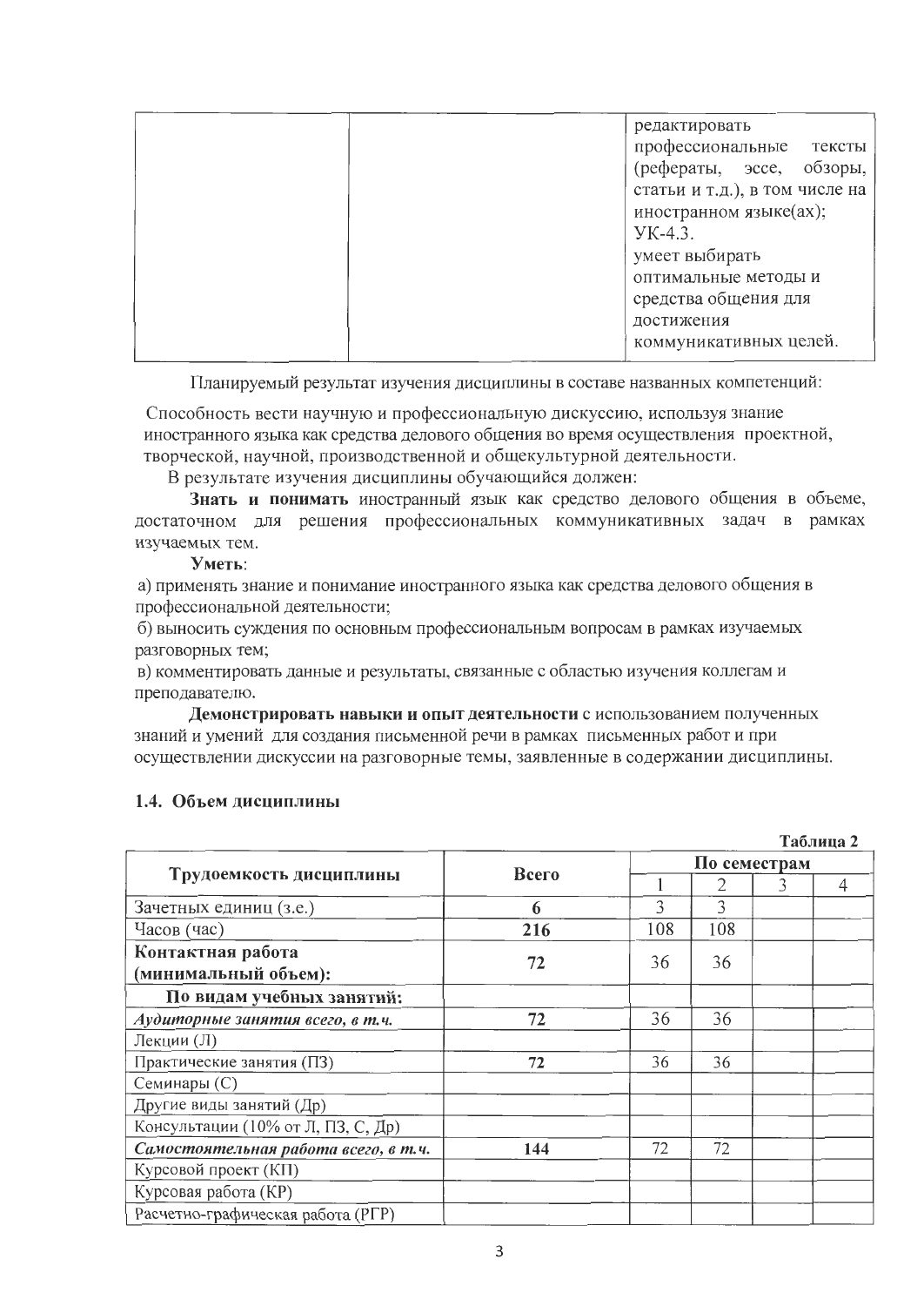| | | редактировать профессиональные тексты (рефераты, эссе, обзоры, статьи и т.д.), в том числе на иностранном языке(ах);<br>УК-4.3.<br>умеет выбирать оптимальные методы и средства общения для достижения коммуникативных целей. |
|---|---|---|

Планируемый результат изучения дисциплины в составе названных компетенций:

Способность вести научную и профессиональную дискуссию, используя знание иностранного языка как средства делового общения во время осуществления проектной, творческой, научной, производственной и общекультурной деятельности.

В результате изучения дисциплины обучающийся должен:

**Знать и понимать** иностранный язык как средство делового общения в объеме, достаточном для решения профессиональных коммуникативных задач в рамках изучаемых тем.

**Уметь**:

а) применять знание и понимание иностранного языка как средства делового общения в профессиональной деятельности;

б) выносить суждения по основным профессиональным вопросам в рамках изучаемых разговорных тем;

в) комментировать данные и результаты, связанные с областью изучения коллегам и преподавателю.

**Демонстрировать навыки и опыт деятельности** с использованием полученных знаний и умений для создания письменной речи в рамках письменных работ и при осуществлении дискуссии на разговорные темы, заявленные в содержании дисциплины.

### 1.4. Объем дисциплины

**Таблица 2**

| Трудоемкость дисциплины | Всего | По семестрам | | | |
|---|---|---|---|---|---|
| | | 1 | 2 | 3 | 4 |
| Зачетных единиц (з.е.) | **6** | 3 | 3 | | |
| Часов (час) | **216** | 108 | 108 | | |
| **Контактная работа (минимальный объем):** | **72** | 36 | 36 | | |
| **По видам учебных занятий:** | | | | | |
| ***Аудиторные занятия всего, в т.ч.*** | **72** | 36 | 36 | | |
| Лекции (Л) | | | | | |
| Практические занятия (ПЗ) | **72** | 36 | 36 | | |
| Семинары (С) | | | | | |
| Другие виды занятий (Др) | | | | | |
| Консультации (10% от Л, ПЗ, С, Др) | | | | | |
| ***Самостоятельная работа всего, в т.ч.*** | **144** | 72 | 72 | | |
| Курсовой проект (КП) | | | | | |
| Курсовая работа (КР) | | | | | |
| Расчетно-графическая работа (РГР) | | | | | |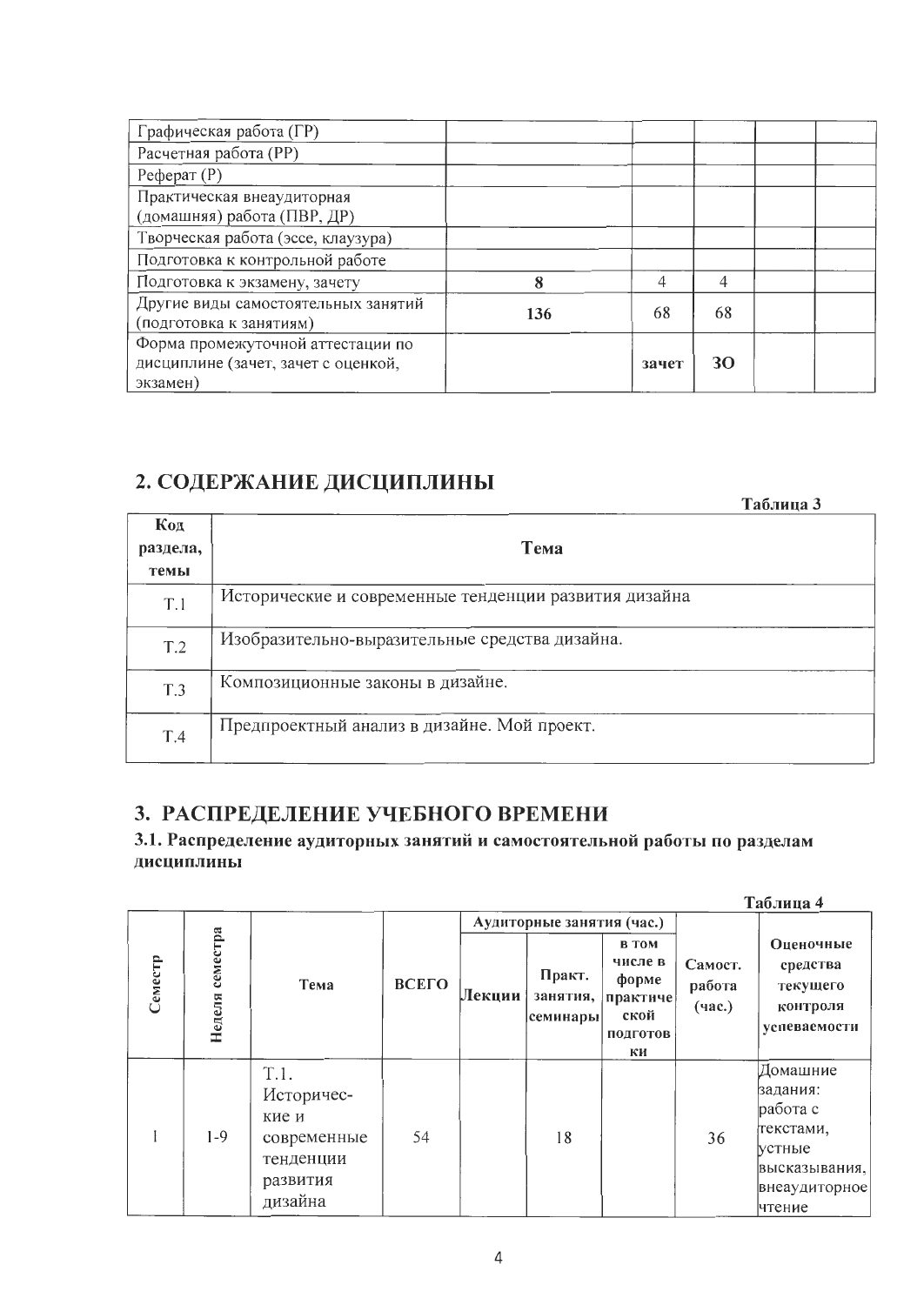| Графическая работа (ГР) | | | | | |
|---|---|---|---|---|---|
| Расчетная работа (РР) | | | | | |
| Реферат (Р) | | | | | |
| Практическая внеаудиторная (домашняя) работа (ПВР, ДР) | | | | | |
| Творческая работа (эссе, клаузура) | | | | | |
| Подготовка к контрольной работе | | | | | |
| Подготовка к экзамену, зачету | **8** | 4 | 4 | | |
| Другие виды самостоятельных занятий (подготовка к занятиям) | **136** | 68 | 68 | | |
| Форма промежуточной аттестации по дисциплине (зачет, зачет с оценкой, экзамен) | | **зачет** | **ЗО** | | |

## 2. СОДЕРЖАНИЕ ДИСЦИПЛИНЫ

**Таблица 3**

| Код раздела, темы | Тема |
|---|---|
| Т.1 | Исторические и современные тенденции развития дизайна |
| Т.2 | Изобразительно-выразительные средства дизайна. |
| Т.3 | Композиционные законы в дизайне. |
| Т.4 | Предпроектный анализ в дизайне. Мой проект. |

## 3. РАСПРЕДЕЛЕНИЕ УЧЕБНОГО ВРЕМЕНИ

### 3.1. Распределение аудиторных занятий и самостоятельной работы по разделам дисциплины

**Таблица 4**

| Семестр | Неделя семестра | Тема | ВСЕГО | Аудиторные занятия (час.) | | | Самост. работа (час.) | Оценочные средства текущего контроля успеваемости |
|---|---|---|---|---|---|---|---|---|
| | | | | Лекции | Практ. занятия, семинары | в том числе в форме практической подготовки | | |
| I | 1-9 | Т.1. Историчес-кие и современные тенденции развития дизайна | 54 | | 18 | | 36 | Домашние задания: работа с текстами, устные высказывания, внеаудиторное чтение |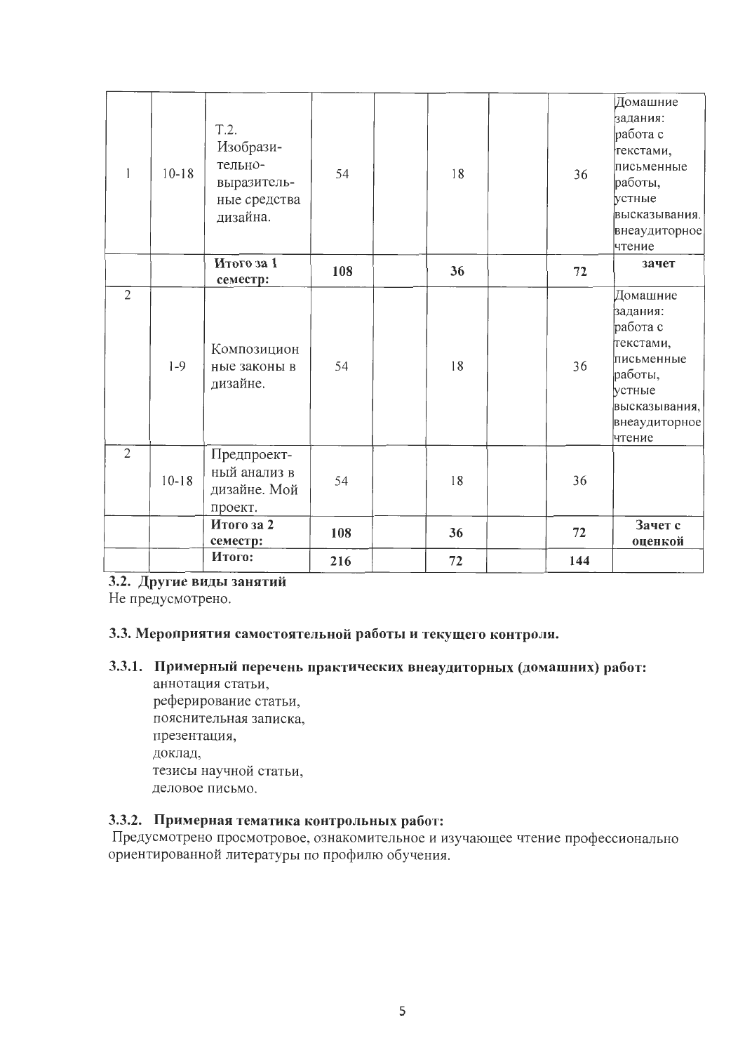| | | | | | | | | |
|---|---|---|---|---|---|---|---|---|
| 1 | 10-18 | Т.2. Изобрази-тельно-выразитель-ные средства дизайна. | 54 | | 18 | | 36 | Домашние задания: работа с текстами, письменные работы, устные высказывания. внеаудиторное чтение |
| | | **Итого за 1 семестр:** | **108** | | **36** | | **72** | **зачет** |
| 2 | 1-9 | Композицион ные законы в дизайне. | 54 | | 18 | | 36 | Домашние задания: работа с текстами, письменные работы, устные высказывания, внеаудиторное чтение |
| 2 | 10-18 | Предпроект-ный анализ в дизайне. Мой проект. | 54 | | 18 | | 36 | |
| | | **Итого за 2 семестр:** | **108** | | **36** | | **72** | **Зачет с оценкой** |
| | | **Итого:** | **216** | | **72** | | **144** | |

### 3.2. Другие виды занятий

Не предусмотрено.

### 3.3. Мероприятия самостоятельной работы и текущего контроля.

#### 3.3.1. Примерный перечень практических внеаудиторных (домашних) работ:

аннотация статьи,
реферирование статьи,
пояснительная записка,
презентация,
доклад,
тезисы научной статьи,
деловое письмо.

#### 3.3.2. Примерная тематика контрольных работ:

Предусмотрено просмотровое, ознакомительное и изучающее чтение профессионально ориентированной литературы по профилю обучения.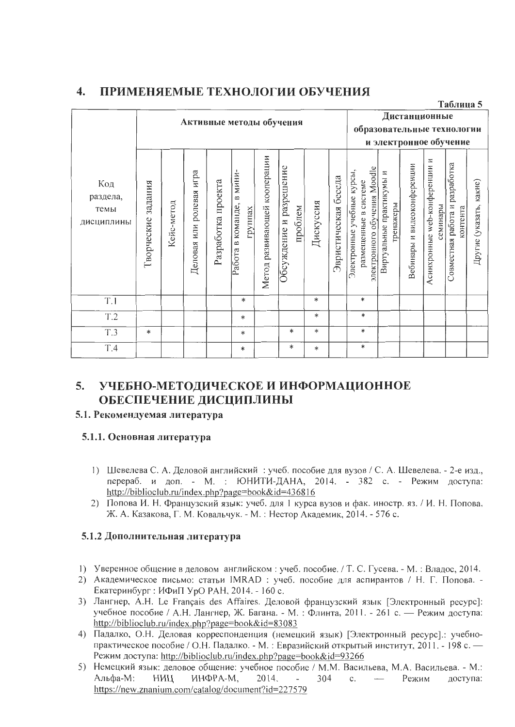## 4. ПРИМЕНЯЕМЫЕ ТЕХНОЛОГИИ ОБУЧЕНИЯ

Таблица 5

| Код раздела, темы дисциплины | Активные методы обучения | | | | | | | | | Дистанционные образовательные технологии и электронное обучение | | | | | |
|---|---|---|---|---|---|---|---|---|---|---|---|---|---|---|---|
| | Творческие задания | Кейс-метод | Деловая или ролевая игра | Разработка проекта | Работа в команде, в мини-группах | Метод развивающей кооперации | Обсуждение и разрешение проблем | Дискуссия | Эвристическая беседа | Электронные учебные курсы, размещенные в системе электронного обучения Moodle | Виртуальные практикумы и тренажеры | Вебинары и видеоконференции | Асинхронные web-конференции и семинары | Совместная работа и разработка контента | Другие (указать, какие) |
| Т.1 | | | | | * | | | * | | * | | | | | |
| Т.2 | | | | | * | | | * | | * | | | | | |
| Т.3 | * | | | | * | | * | * | | * | | | | | |
| Т.4 | | | | | * | | * | * | | * | | | | | |

## 5. УЧЕБНО-МЕТОДИЧЕСКОЕ И ИНФОРМАЦИОННОЕ ОБЕСПЕЧЕНИЕ ДИСЦИПЛИНЫ

### 5.1. Рекомендуемая литература

#### 5.1.1. Основная литература

1) Шевелева С. А. Деловой английский : учеб. пособие для вузов / С. А. Шевелева. - 2-е изд., перераб. и доп. - М. : ЮНИТИ-ДАНА, 2014. - 382 с. - Режим доступа: http://biblioclub.ru/index.php?page=book&id=436816
2) Попова И. Н. Французский язык: учеб. для 1 курса вузов и фак. иностр. яз. / И. Н. Попова, Ж. А. Казакова, Г. М. Ковальчук. - М. : Нестор Академик, 2014. - 576 с.

#### 5.1.2 Дополнительная литература

1) Уверенное общение в деловом английском : учеб. пособие. / Т. С. Гусева. - М. : Владос, 2014.
2) Академическое письмо: статьи IMRAD : учеб. пособие для аспирантов / Н. Г. Попова. - Екатеринбург : ИФиП УрО РАН, 2014. - 160 с.
3) Лангнер, А.Н. Le Français des Affaires. Деловой французский язык [Электронный ресурс]: учебное пособие / А.Н. Лангнер, Ж. Багана. - М. : Флинта, 2011. - 261 с. — Режим доступа: http://biblioclub.ru/index.php?page=book&id=83083
4) Падалко, О.Н. Деловая корреспонденция (немецкий язык) [Электронный ресурс].: учебно-практическое пособие / О.Н. Падалко. - М. : Евразийский открытый институт, 2011. - 198 с. — Режим доступа: http://biblioclub.ru/index.php?page=book&id=93266
5) Немецкий язык: деловое общение: учебное пособие / М.М. Васильева, М.А. Васильева. - М.: Альфа-М: НИЦ ИНФРА-М, 2014. - 304 с. — Режим доступа: https://new.znanium.com/catalog/document?id=227579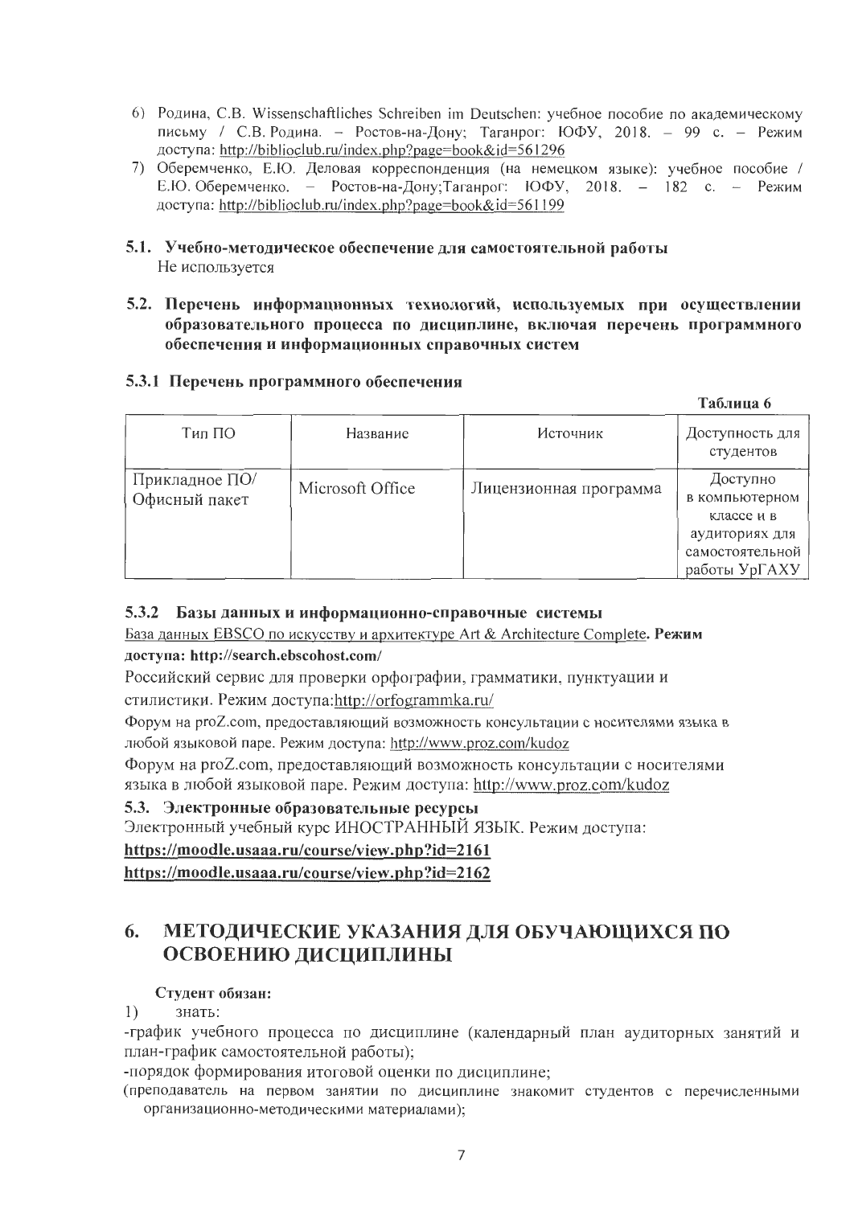6) Родина, С.В. Wissenschaftliches Schreiben im Deutschen: учебное пособие по академическому письму / С.В. Родина. – Ростов-на-Дону; Таганрог: ЮФУ, 2018. – 99 с. – Режим доступа: http://biblioclub.ru/index.php?page=book&id=561296
7) Оберемченко, Е.Ю. Деловая корреспонденция (на немецком языке): учебное пособие / Е.Ю. Оберемченко. – Ростов-на-Дону;Таганрог: ЮФУ, 2018. – 182 с. – Режим доступа: http://biblioclub.ru/index.php?page=book&id=561199

### 5.1. Учебно-методическое обеспечение для самостоятельной работы

Не используется

### 5.2. Перечень информационных технологий, используемых при осуществлении образовательного процесса по дисциплине, включая перечень программного обеспечения и информационных справочных систем

#### 5.3.1 Перечень программного обеспечения

**Таблица 6**

| Тип ПО | Название | Источник | Доступность для студентов |
|---|---|---|---|
| Прикладное ПО/ Офисный пакет | Microsoft Office | Лицензионная программа | Доступно в компьютерном классе и в аудиториях для самостоятельной работы УрГАХУ |

#### 5.3.2 Базы данных и информационно-справочные системы

База данных EBSCO по искусству и архитектуре Art & Architecture Complete. **Режим доступа: http://search.ebscohost.com/**

Российский сервис для проверки орфографии, грамматики, пунктуации и стилистики. Режим доступа:http://orfogrammka.ru/

Форум на proZ.com, предоставляющий возможность консультации с носителями языка в любой языковой паре. Режим доступа: http://www.proz.com/kudoz

Форум на proZ.com, предоставляющий возможность консультации с носителями языка в любой языковой паре. Режим доступа: http://www.proz.com/kudoz

### 5.3. Электронные образовательные ресурсы

Электронный учебный курс ИНОСТРАННЫЙ ЯЗЫК. Режим доступа:

**https://moodle.usaaa.ru/course/view.php?id=2161**

**https://moodle.usaaa.ru/course/view.php?id=2162**

## 6. МЕТОДИЧЕСКИЕ УКАЗАНИЯ ДЛЯ ОБУЧАЮЩИХСЯ ПО ОСВОЕНИЮ ДИСЦИПЛИНЫ

**Студент обязан:**

1) знать:

-график учебного процесса по дисциплине (календарный план аудиторных занятий и план-график самостоятельной работы);

-порядок формирования итоговой оценки по дисциплине;

(преподаватель на первом занятии по дисциплине знакомит студентов с перечисленными организационно-методическими материалами);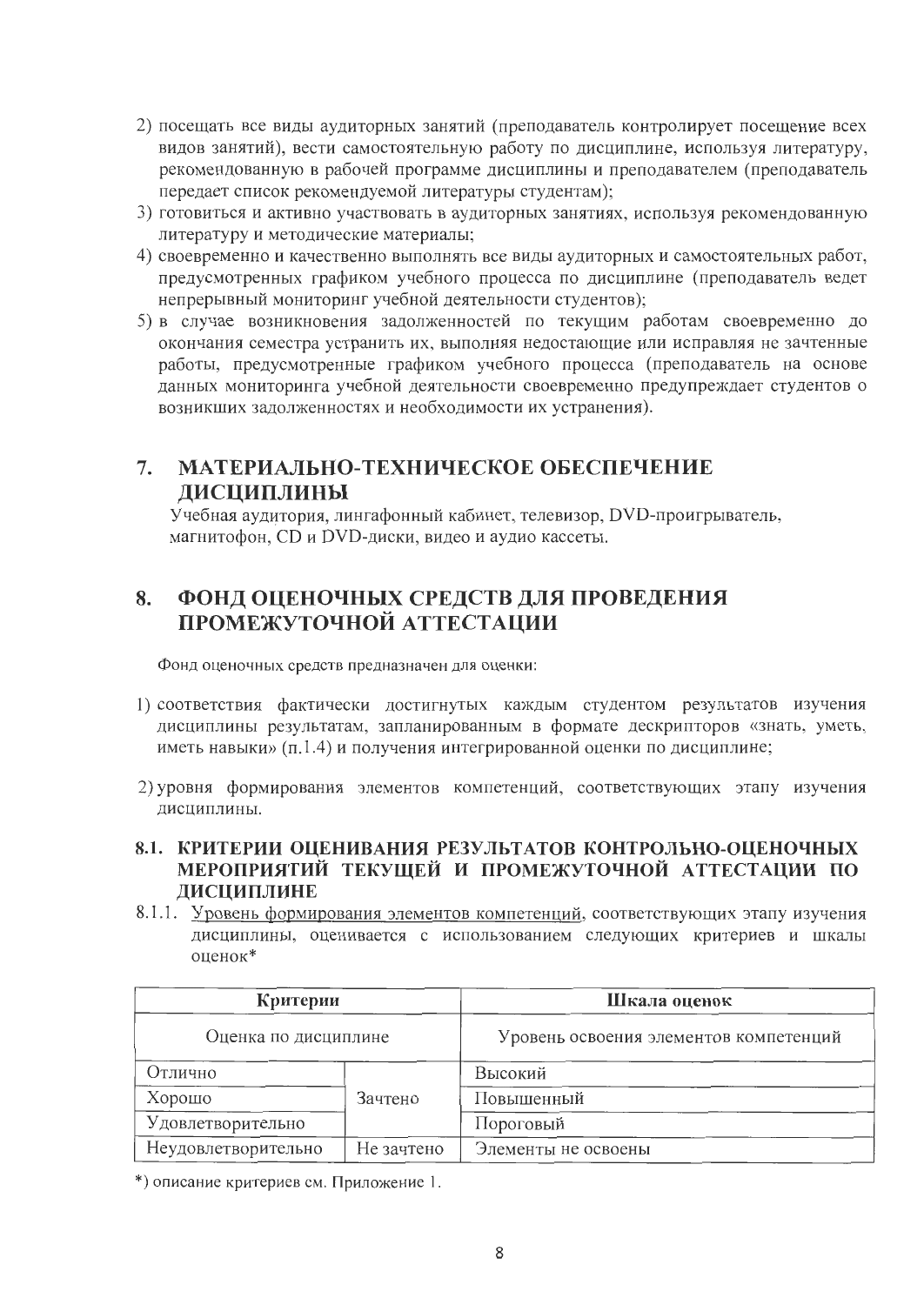2) посещать все виды аудиторных занятий (преподаватель контролирует посещение всех видов занятий), вести самостоятельную работу по дисциплине, используя литературу, рекомендованную в рабочей программе дисциплины и преподавателем (преподаватель передает список рекомендуемой литературы студентам);
3) готовиться и активно участвовать в аудиторных занятиях, используя рекомендованную литературу и методические материалы;
4) своевременно и качественно выполнять все виды аудиторных и самостоятельных работ, предусмотренных графиком учебного процесса по дисциплине (преподаватель ведет непрерывный мониторинг учебной деятельности студентов);
5) в случае возникновения задолженностей по текущим работам своевременно до окончания семестра устранить их, выполняя недостающие или исправляя не зачтенные работы, предусмотренные графиком учебного процесса (преподаватель на основе данных мониторинга учебной деятельности своевременно предупреждает студентов о возникших задолженностях и необходимости их устранения).

## 7. МАТЕРИАЛЬНО-ТЕХНИЧЕСКОЕ ОБЕСПЕЧЕНИЕ ДИСЦИПЛИНЫ

Учебная аудитория, лингафонный кабинет, телевизор, DVD-проигрыватель, магнитофон, CD и DVD-диски, видео и аудио кассеты.

## 8. ФОНД ОЦЕНОЧНЫХ СРЕДСТВ ДЛЯ ПРОВЕДЕНИЯ ПРОМЕЖУТОЧНОЙ АТТЕСТАЦИИ

Фонд оценочных средств предназначен для оценки:

1) соответствия фактически достигнутых каждым студентом результатов изучения дисциплины результатам, запланированным в формате дескрипторов «знать, уметь, иметь навыки» (п.1.4) и получения интегрированной оценки по дисциплине;

2) уровня формирования элементов компетенций, соответствующих этапу изучения дисциплины.

### 8.1. КРИТЕРИИ ОЦЕНИВАНИЯ РЕЗУЛЬТАТОВ КОНТРОЛЬНО-ОЦЕНОЧНЫХ МЕРОПРИЯТИЙ ТЕКУЩЕЙ И ПРОМЕЖУТОЧНОЙ АТТЕСТАЦИИ ПО ДИСЦИПЛИНЕ

8.1.1. Уровень формирования элементов компетенций, соответствующих этапу изучения дисциплины, оценивается с использованием следующих критериев и шкалы оценок*

| Критерии | | Шкала оценок |
|---|---|---|
| Оценка по дисциплине | | Уровень освоения элементов компетенций |
| Отлично | Зачтено | Высокий |
| Хорошо | | Повышенный |
| Удовлетворительно | | Пороговый |
| Неудовлетворительно | Не зачтено | Элементы не освоены |

*) описание критериев см. Приложение 1.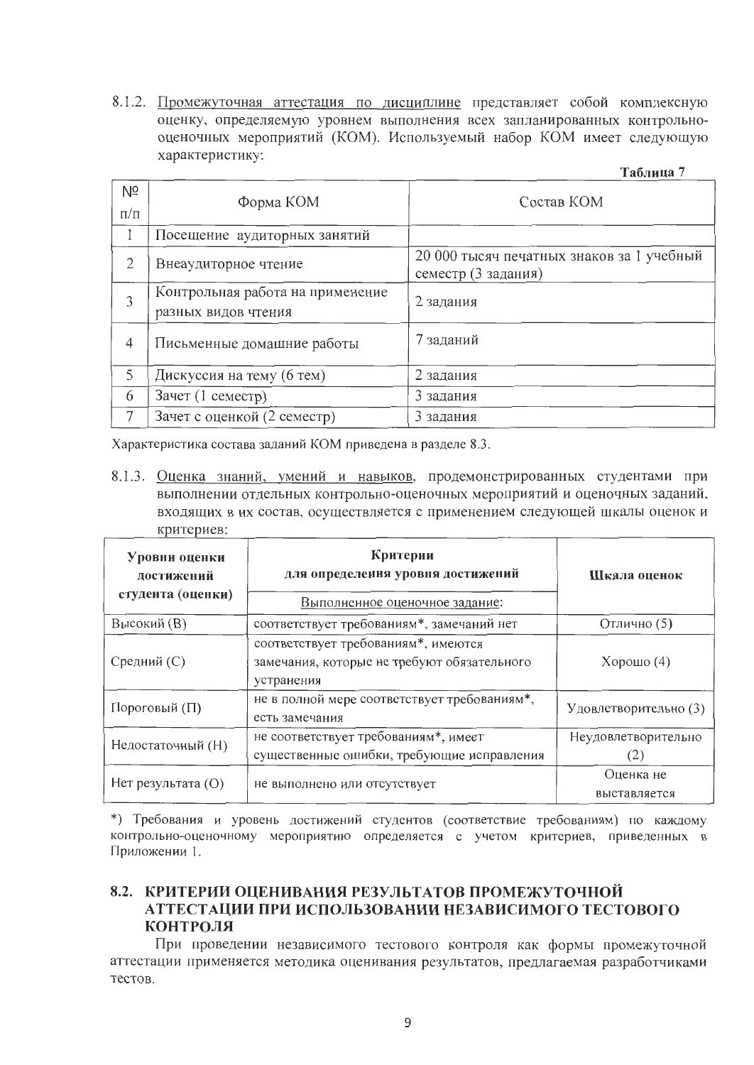8.1.2. Промежуточная аттестация по дисциплине представляет собой комплексную оценку, определяемую уровнем выполнения всех запланированных контрольно-оценочных мероприятий (КОМ). Используемый набор КОМ имеет следующую характеристику:

**Таблица 7**

| № п/п | Форма КОМ | Состав КОМ |
|---|---|---|
| 1 | Посещение аудиторных занятий | |
| 2 | Внеаудиторное чтение | 20 000 тысяч печатных знаков за 1 учебный семестр (3 задания) |
| 3 | Контрольная работа на применение разных видов чтения | 2 задания |
| 4 | Письменные домашние работы | 7 заданий |
| 5 | Дискуссия на тему (6 тем) | 2 задания |
| 6 | Зачет (1 семестр) | 3 задания |
| 7 | Зачет с оценкой (2 семестр) | 3 задания |

Характеристика состава заданий КОМ приведена в разделе 8.3.

8.1.3. Оценка знаний, умений и навыков, продемонстрированных студентами при выполнении отдельных контрольно-оценочных мероприятий и оценочных заданий, входящих в их состав, осуществляется с применением следующей шкалы оценок и критериев:

| Уровни оценки достижений студента (оценки) | Критерии для определения уровня достижений<br>Выполненное оценочное задание: | Шкала оценок |
|---|---|---|
| Высокий (В) | соответствует требованиям*, замечаний нет | Отлично (5) |
| Средний (С) | соответствует требованиям*, имеются замечания, которые не требуют обязательного устранения | Хорошо (4) |
| Пороговый (П) | не в полной мере соответствует требованиям*, есть замечания | Удовлетворительно (3) |
| Недостаточный (Н) | не соответствует требованиям*, имеет существенные ошибки, требующие исправления | Неудовлетворительно (2) |
| Нет результата (О) | не выполнено или отсутствует | Оценка не выставляется |

*) Требования и уровень достижений студентов (соответствие требованиям) по каждому контрольно-оценочному мероприятию определяется с учетом критериев, приведенных в Приложении 1.

## 8.2. КРИТЕРИИ ОЦЕНИВАНИЯ РЕЗУЛЬТАТОВ ПРОМЕЖУТОЧНОЙ АТТЕСТАЦИИ ПРИ ИСПОЛЬЗОВАНИИ НЕЗАВИСИМОГО ТЕСТОВОГО КОНТРОЛЯ

При проведении независимого тестового контроля как формы промежуточной аттестации применяется методика оценивания результатов, предлагаемая разработчиками тестов.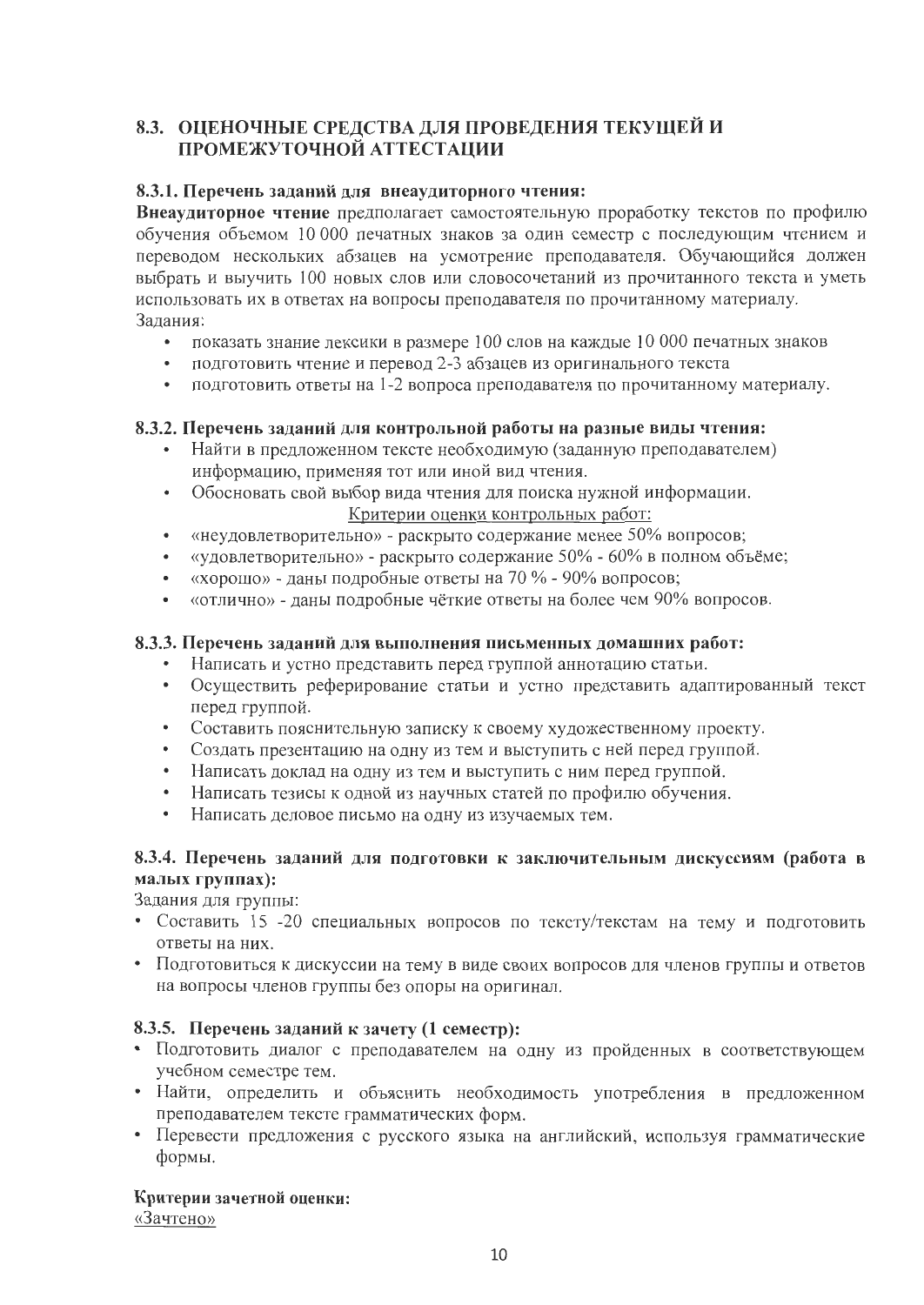## 8.3. ОЦЕНОЧНЫЕ СРЕДСТВА ДЛЯ ПРОВЕДЕНИЯ ТЕКУЩЕЙ И ПРОМЕЖУТОЧНОЙ АТТЕСТАЦИИ

### 8.3.1. Перечень заданий для внеаудиторного чтения:

**Внеаудиторное чтение** предполагает самостоятельную проработку текстов по профилю обучения объемом 10 000 печатных знаков за один семестр с последующим чтением и переводом нескольких абзацев на усмотрение преподавателя. Обучающийся должен выбрать и выучить 100 новых слов или словосочетаний из прочитанного текста и уметь использовать их в ответах на вопросы преподавателя по прочитанному материалу.

Задания:

- показать знание лексики в размере 100 слов на каждые 10 000 печатных знаков
- подготовить чтение и перевод 2-3 абзацев из оригинального текста
- подготовить ответы на 1-2 вопроса преподавателя по прочитанному материалу.

### 8.3.2. Перечень заданий для контрольной работы на разные виды чтения:

- Найти в предложенном тексте необходимую (заданную преподавателем) информацию, применяя тот или иной вид чтения.
- Обосновать свой выбор вида чтения для поиска нужной информации.

<u>Критерии оценки контрольных работ:</u>

- «неудовлетворительно» - раскрыто содержание менее 50% вопросов;
- «удовлетворительно» - раскрыто содержание 50% - 60% в полном объёме;
- «хорошо» - даны подробные ответы на 70 % - 90% вопросов;
- «отлично» - даны подробные чёткие ответы на более чем 90% вопросов.

### 8.3.3. Перечень заданий для выполнения письменных домашних работ:

- Написать и устно представить перед группой аннотацию статьи.
- Осуществить реферирование статьи и устно представить адаптированный текст перед группой.
- Составить пояснительную записку к своему художественному проекту.
- Создать презентацию на одну из тем и выступить с ней перед группой.
- Написать доклад на одну из тем и выступить с ним перед группой.
- Написать тезисы к одной из научных статей по профилю обучения.
- Написать деловое письмо на одну из изучаемых тем.

### 8.3.4. Перечень заданий для подготовки к заключительным дискуссиям (работа в малых группах):

Задания для группы:

- Составить 15 -20 специальных вопросов по тексту/текстам на тему и подготовить ответы на них.
- Подготовиться к дискуссии на тему в виде своих вопросов для членов группы и ответов на вопросы членов группы без опоры на оригинал.

### 8.3.5. Перечень заданий к зачету (1 семестр):

- Подготовить диалог с преподавателем на одну из пройденных в соответствующем учебном семестре тем.
- Найти, определить и объяснить необходимость употребления в предложенном преподавателем тексте грамматических форм.
- Перевести предложения с русского языка на английский, используя грамматические формы.

**Критерии зачетной оценки:**

<u>«Зачтено»</u>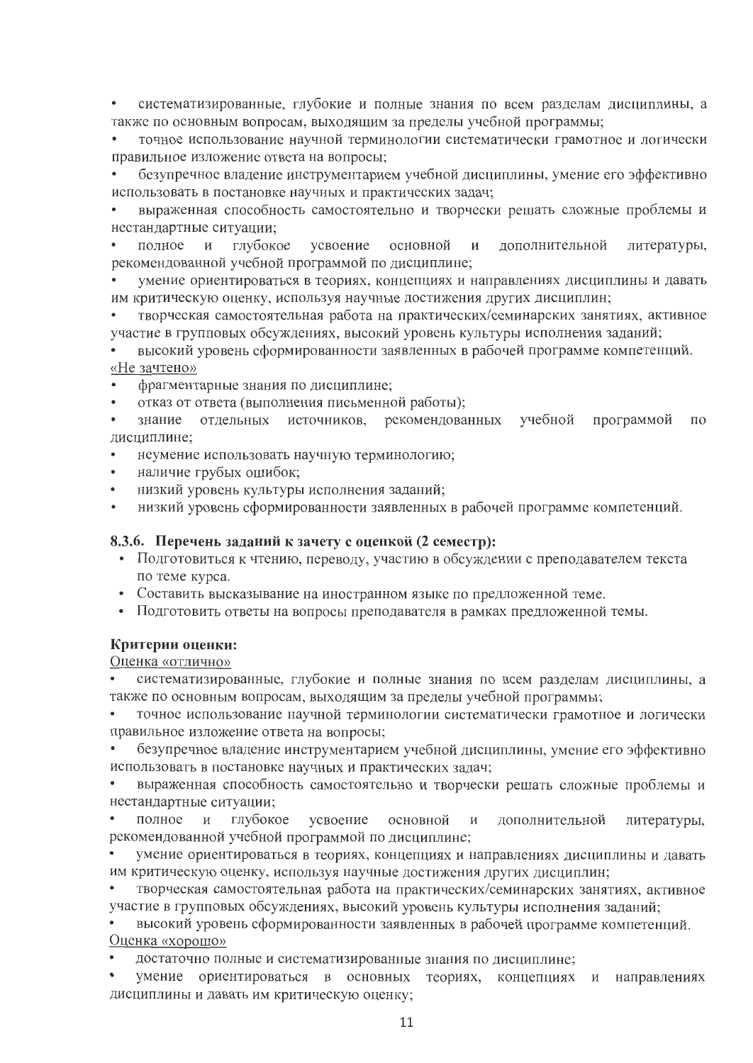- систематизированные, глубокие и полные знания по всем разделам дисциплины, а также по основным вопросам, выходящим за пределы учебной программы;
- точное использование научной терминологии систематически грамотное и логически правильное изложение ответа на вопросы;
- безупречное владение инструментарием учебной дисциплины, умение его эффективно использовать в постановке научных и практических задач;
- выраженная способность самостоятельно и творчески решать сложные проблемы и нестандартные ситуации;
- полное и глубокое усвоение основной и дополнительной литературы, рекомендованной учебной программой по дисциплине;
- умение ориентироваться в теориях, концепциях и направлениях дисциплины и давать им критическую оценку, используя научные достижения других дисциплин;
- творческая самостоятельная работа на практических/семинарских занятиях, активное участие в групповых обсуждениях, высокий уровень культуры исполнения заданий;
- высокий уровень сформированности заявленных в рабочей программе компетенций.

<u>«Не зачтено»</u>

- фрагментарные знания по дисциплине;
- отказ от ответа (выполнения письменной работы);
- знание отдельных источников, рекомендованных учебной программой по дисциплине;
- неумение использовать научную терминологию;
- наличие грубых ошибок;
- низкий уровень культуры исполнения заданий;
- низкий уровень сформированности заявленных в рабочей программе компетенций.

### 8.3.6. Перечень заданий к зачету с оценкой (2 семестр):

- Подготовиться к чтению, переводу, участию в обсуждении с преподавателем текста по теме курса.
- Составить высказывание на иностранном языке по предложенной теме.
- Подготовить ответы на вопросы преподавателя в рамках предложенной темы.

**Критерии оценки:**

<u>Оценка «отлично»</u>

- систематизированные, глубокие и полные знания по всем разделам дисциплины, а также по основным вопросам, выходящим за пределы учебной программы;
- точное использование научной терминологии систематически грамотное и логически правильное изложение ответа на вопросы;
- безупречное владение инструментарием учебной дисциплины, умение его эффективно использовать в постановке научных и практических задач;
- выраженная способность самостоятельно и творчески решать сложные проблемы и нестандартные ситуации;
- полное и глубокое усвоение основной и дополнительной литературы, рекомендованной учебной программой по дисциплине;
- умение ориентироваться в теориях, концепциях и направлениях дисциплины и давать им критическую оценку, используя научные достижения других дисциплин;
- творческая самостоятельная работа на практических/семинарских занятиях, активное участие в групповых обсуждениях, высокий уровень культуры исполнения заданий;
- высокий уровень сформированности заявленных в рабочей программе компетенций.

<u>Оценка «хорошо»</u>

- достаточно полные и систематизированные знания по дисциплине;
- умение ориентироваться в основных теориях, концепциях и направлениях дисциплины и давать им критическую оценку;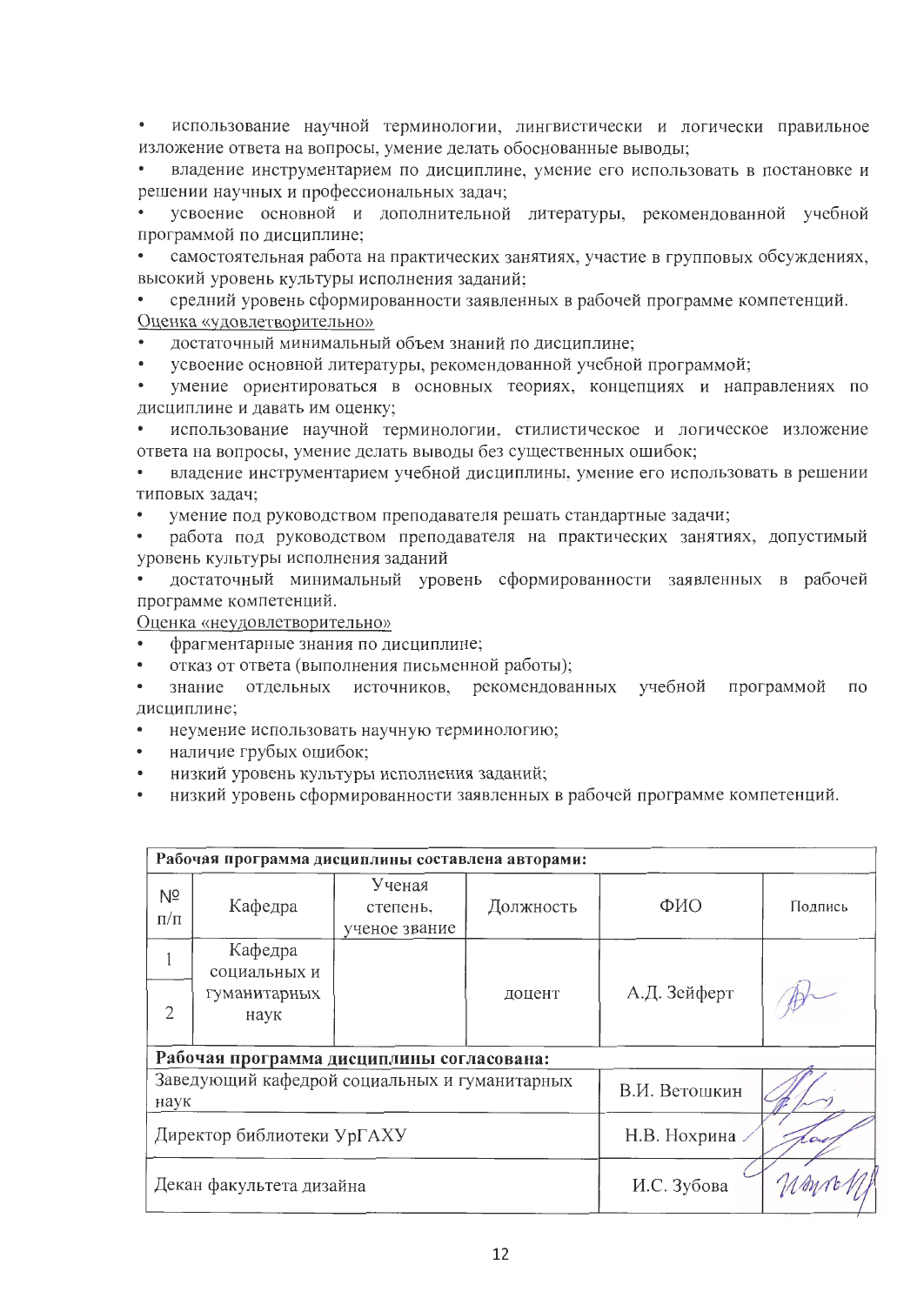- использование научной терминологии, лингвистически и логически правильное изложение ответа на вопросы, умение делать обоснованные выводы;
- владение инструментарием по дисциплине, умение его использовать в постановке и решении научных и профессиональных задач;
- усвоение основной и дополнительной литературы, рекомендованной учебной программой по дисциплине;
- самостоятельная работа на практических занятиях, участие в групповых обсуждениях, высокий уровень культуры исполнения заданий;
- средний уровень сформированности заявленных в рабочей программе компетенций.

Оценка «удовлетворительно»

- достаточный минимальный объем знаний по дисциплине;
- усвоение основной литературы, рекомендованной учебной программой;
- умение ориентироваться в основных теориях, концепциях и направлениях по дисциплине и давать им оценку;
- использование научной терминологии, стилистическое и логическое изложение ответа на вопросы, умение делать выводы без существенных ошибок;
- владение инструментарием учебной дисциплины, умение его использовать в решении типовых задач;
- умение под руководством преподавателя решать стандартные задачи;
- работа под руководством преподавателя на практических занятиях, допустимый уровень культуры исполнения заданий
- достаточный минимальный уровень сформированности заявленных в рабочей программе компетенций.

Оценка «неудовлетворительно»

- фрагментарные знания по дисциплине;
- отказ от ответа (выполнения письменной работы);
- знание отдельных источников, рекомендованных учебной программой по дисциплине;
- неумение использовать научную терминологию;
- наличие грубых ошибок;
- низкий уровень культуры исполнения заданий;
- низкий уровень сформированности заявленных в рабочей программе компетенций.

| Рабочая программа дисциплины составлена авторами: | | | | | |
|---|---|---|---|---|---|
| № п/п | Кафедра | Ученая степень, ученое звание | Должность | ФИО | Подпись |
| 1 | Кафедра социальных и гуманитарных наук | | доцент | А.Д. Зейферт | |
| 2 | | | | | |
| **Рабочая программа дисциплины согласована:** | | | | | |
| Заведующий кафедрой социальных и гуманитарных наук | | | | В.И. Ветошкин | |
| Директор библиотеки УрГАХУ | | | | Н.В. Нохрина | |
| Декан факультета дизайна | | | | И.С. Зубова | |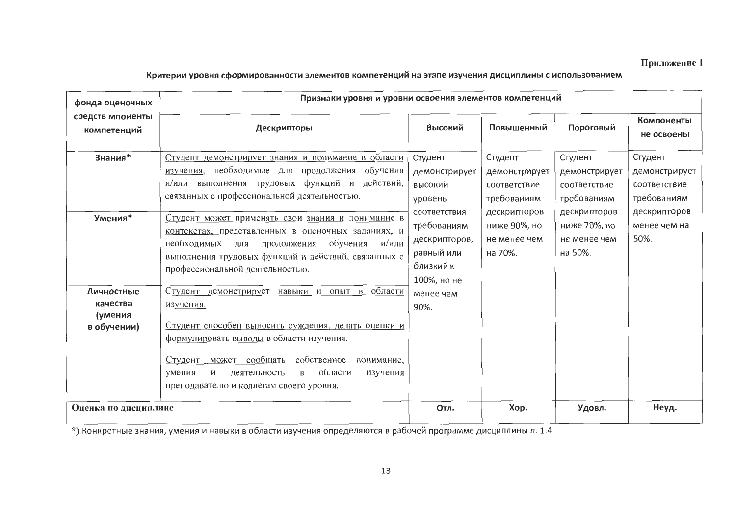**Приложение 1**

**Критерии уровня сформированности элементов компетенций на этапе изучения дисциплины с использованием**

| фонда оценочных средств мпоненты компетенций | Признаки уровня и уровни освоения элементов компетенций | | | | |
|---|---|---|---|---|---|
| | **Дескрипторы** | **Высокий** | **Повышенный** | **Пороговый** | **Компоненты не освоены** |
| **Знания*** | Студент демонстрирует знания и понимание в области изучения, необходимые для продолжения обучения и/или выполнения трудовых функций и действий, связанных с профессиональной деятельностью. | Студент демонстрирует высокий уровень соответствия требованиям дескрипторов, равный или близкий к 100%, но не менее чем 90%. | Студент демонстрирует соответствие требованиям дескрипторов ниже 90%, но не менее чем на 70%. | Студент демонстрирует соответствие требованиям дескрипторов ниже 70%, но не менее чем на 50%. | Студент демонстрирует соответствие требованиям дескрипторов менее чем на 50%. |
| **Умения*** | Студент может применять свои знания и понимание в контекстах, представленных в оценочных заданиях, и необходимых для продолжения обучения и/или выполнения трудовых функций и действий, связанных с профессиональной деятельностью. | | | | |
| **Личностные качества (умения в обучении)** | Студент демонстрирует навыки и опыт в области изучения. Студент способен выносить суждения, делать оценки и формулировать выводы в области изучения. Студент может сообщать собственное понимание, умения и деятельность в области изучения преподавателю и коллегам своего уровня. | | | | |
| **Оценка по дисциплине** | | **Отл.** | **Хор.** | **Удовл.** | **Неуд.** |

*) Конкретные знания, умения и навыки в области изучения определяются в рабочей программе дисциплины п. 1.4